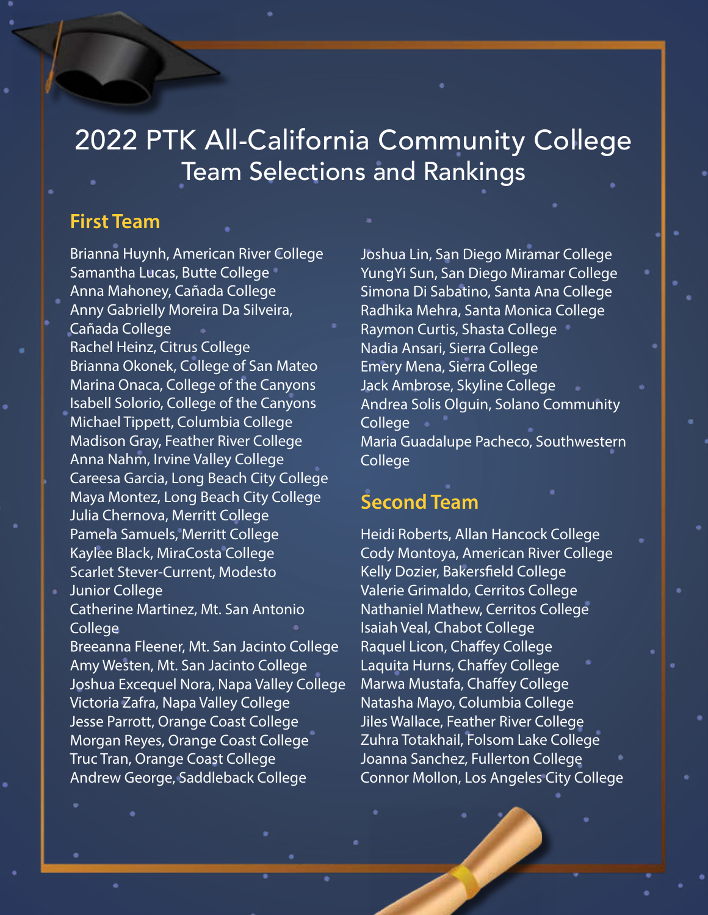# 2022 PTK All-California Community College Team Selections and Rankings

## First Team

Brianna Huynh, American River College
Samantha Lucas, Butte College
Anna Mahoney, Cañada College
Anny Gabrielly Moreira Da Silveira, Cañada College
Rachel Heinz, Citrus College
Brianna Okonek, College of San Mateo
Marina Onaca, College of the Canyons
Isabell Solorio, College of the Canyons
Michael Tippett, Columbia College
Madison Gray, Feather River College
Anna Nahm, Irvine Valley College
Careesa Garcia, Long Beach City College
Maya Montez, Long Beach City College
Julia Chernova, Merritt College
Pamela Samuels, Merritt College
Kaylee Black, MiraCosta College
Scarlet Stever-Current, Modesto Junior College
Catherine Martinez, Mt. San Antonio College
Breeanna Fleener, Mt. San Jacinto College
Amy Westen, Mt. San Jacinto College
Joshua Excequel Nora, Napa Valley College
Victoria Zafra, Napa Valley College
Jesse Parrott, Orange Coast College
Morgan Reyes, Orange Coast College
Truc Tran, Orange Coast College
Andrew George, Saddleback College
Joshua Lin, San Diego Miramar College
YungYi Sun, San Diego Miramar College
Simona Di Sabatino, Santa Ana College
Radhika Mehra, Santa Monica College
Raymon Curtis, Shasta College
Nadia Ansari, Sierra College
Emery Mena, Sierra College
Jack Ambrose, Skyline College
Andrea Solis Olguin, Solano Community College
Maria Guadalupe Pacheco, Southwestern College

## Second Team

Heidi Roberts, Allan Hancock College
Cody Montoya, American River College
Kelly Dozier, Bakersfield College
Valerie Grimaldo, Cerritos College
Nathaniel Mathew, Cerritos College
Isaiah Veal, Chabot College
Raquel Licon, Chaffey College
Laquita Hurns, Chaffey College
Marwa Mustafa, Chaffey College
Natasha Mayo, Columbia College
Jiles Wallace, Feather River College
Zuhra Totakhail, Folsom Lake College
Joanna Sanchez, Fullerton College
Connor Mollon, Los Angeles City College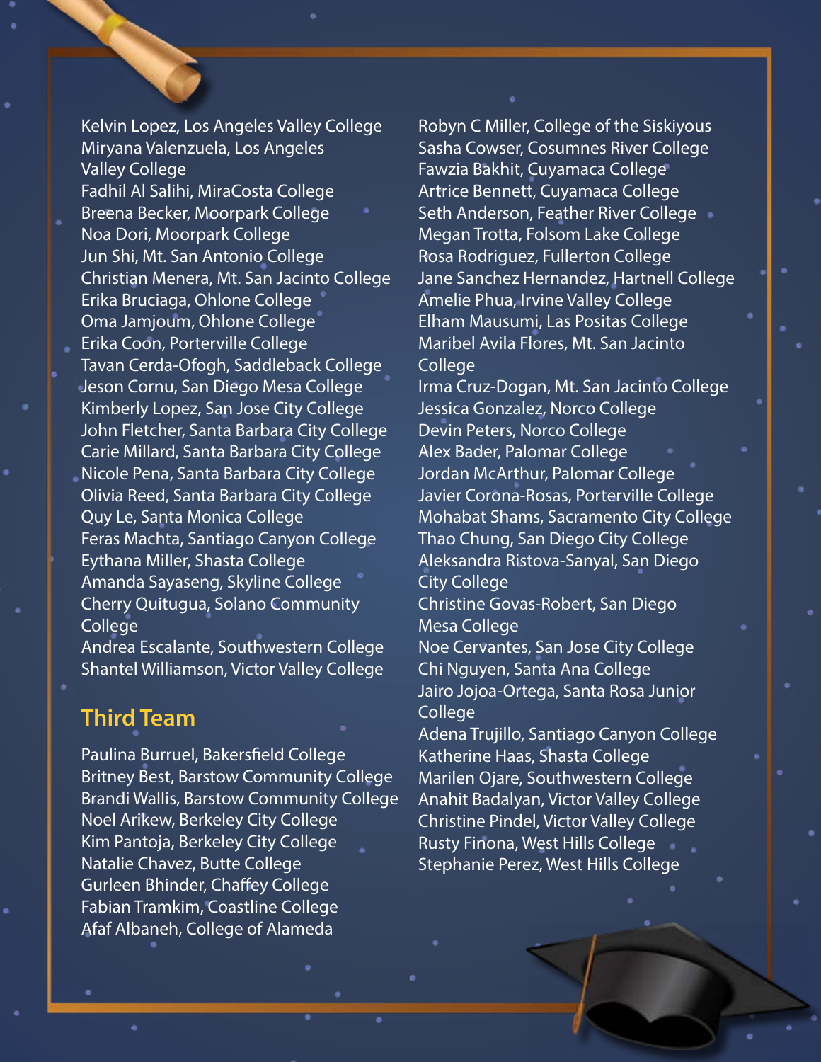Kelvin Lopez, Los Angeles Valley College
Miryana Valenzuela, Los Angeles Valley College
Fadhil Al Salihi, MiraCosta College
Breena Becker, Moorpark College
Noa Dori, Moorpark College
Jun Shi, Mt. San Antonio College
Christian Menera, Mt. San Jacinto College
Erika Bruciaga, Ohlone College
Oma Jamjoum, Ohlone College
Erika Coon, Porterville College
Tavan Cerda-Ofogh, Saddleback College
Jeson Cornu, San Diego Mesa College
Kimberly Lopez, San Jose City College
John Fletcher, Santa Barbara City College
Carie Millard, Santa Barbara City College
Nicole Pena, Santa Barbara City College
Olivia Reed, Santa Barbara City College
Quy Le, Santa Monica College
Feras Machta, Santiago Canyon College
Eythana Miller, Shasta College
Amanda Sayaseng, Skyline College
Cherry Quitugua, Solano Community College
Andrea Escalante, Southwestern College
Shantel Williamson, Victor Valley College

## Third Team

Paulina Burruel, Bakersfield College
Britney Best, Barstow Community College
Brandi Wallis, Barstow Community College
Noel Arikew, Berkeley City College
Kim Pantoja, Berkeley City College
Natalie Chavez, Butte College
Gurleen Bhinder, Chaffey College
Fabian Tramkim, Coastline College
Afaf Albaneh, College of Alameda
Robyn C Miller, College of the Siskiyous
Sasha Cowser, Cosumnes River College
Fawzia Bakhit, Cuyamaca College
Artrice Bennett, Cuyamaca College
Seth Anderson, Feather River College
Megan Trotta, Folsom Lake College
Rosa Rodriguez, Fullerton College
Jane Sanchez Hernandez, Hartnell College
Amelie Phua, Irvine Valley College
Elham Mausumi, Las Positas College
Maribel Avila Flores, Mt. San Jacinto College
Irma Cruz-Dogan, Mt. San Jacinto College
Jessica Gonzalez, Norco College
Devin Peters, Norco College
Alex Bader, Palomar College
Jordan McArthur, Palomar College
Javier Corona-Rosas, Porterville College
Mohabat Shams, Sacramento City College
Thao Chung, San Diego City College
Aleksandra Ristova-Sanyal, San Diego City College
Christine Govas-Robert, San Diego Mesa College
Noe Cervantes, San Jose City College
Chi Nguyen, Santa Ana College
Jairo Jojoa-Ortega, Santa Rosa Junior College
Adena Trujillo, Santiago Canyon College
Katherine Haas, Shasta College
Marilen Ojare, Southwestern College
Anahit Badalyan, Victor Valley College
Christine Pindel, Victor Valley College
Rusty Finona, West Hills College
Stephanie Perez, West Hills College